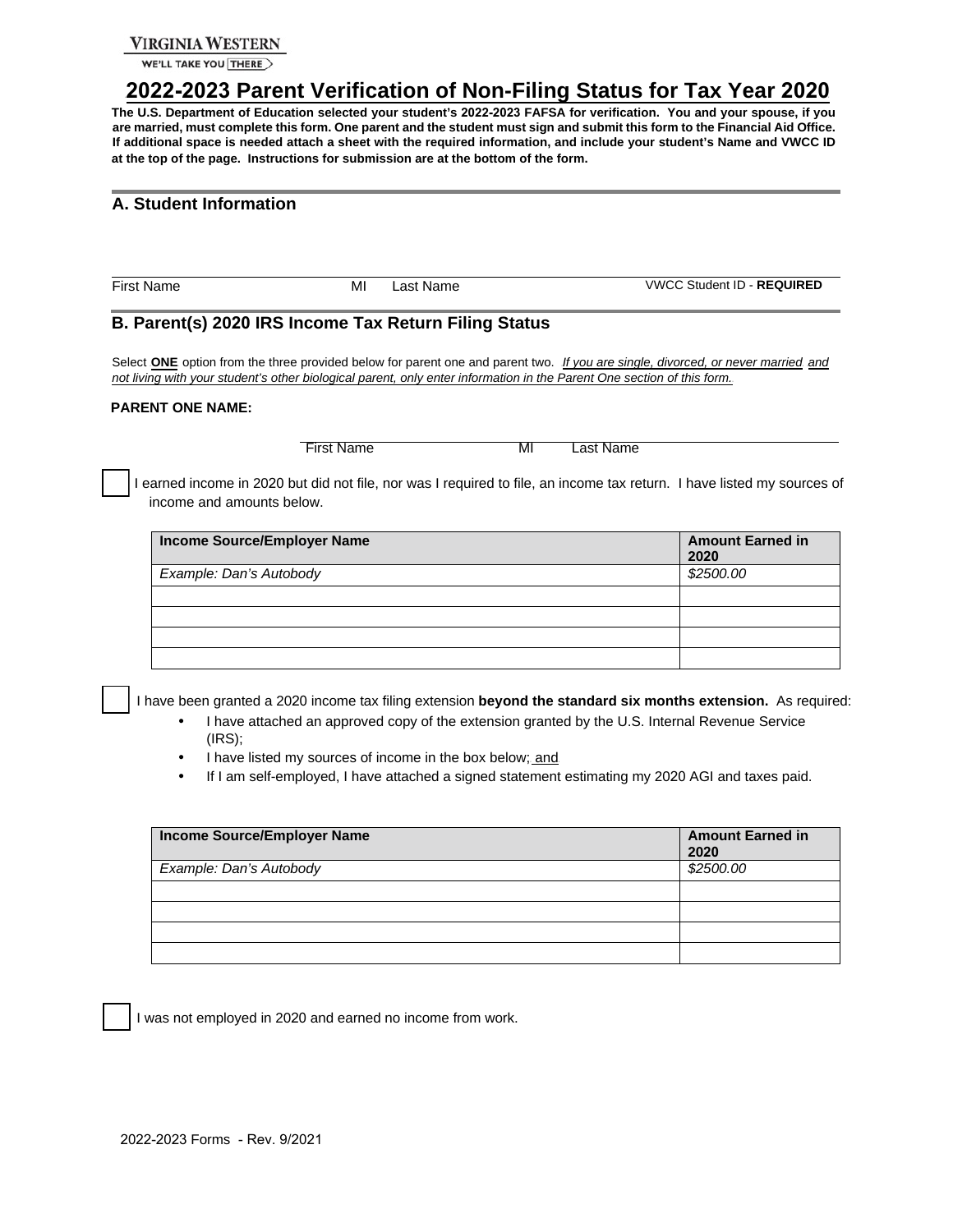VIRGINIA WESTERN

WE'LL TAKE YOU THERE

# 2022-2023 Parent Verification of Non-Filing Status for Tax Year 2020

**The U.S. Department of Education selected your student's 2022-2023 FAFSA for verification. You and your spouse, if you are married, must complete this form. One parent and the student must sign and submit this form to the Financial Aid Office. If additional space is needed attach a sheet with the required information, and include your student's Name and VWCC ID at the top of the page. Instructions for submission are at the bottom of the form.**

## A. Student Information

First Name ________ MI ________ Last Name ________ VWCC Student ID - **REQUIRED**

## B. Parent(s) 2020 IRS Income Tax Return Filing Status

Select **ONE** option from the three provided below for parent one and parent two. *If you are single, divorced, or never married and not living with your student's other biological parent, only enter information in the Parent One section of this form.*

**PARENT ONE NAME:**

First Name ________ MI ________ Last Name ________

☐ I earned income in 2020 but did not file, nor was I required to file, an income tax return. I have listed my sources of income and amounts below.

| Income Source/Employer Name | Amount Earned in 2020 |
| --- | --- |
| *Example: Dan's Autobody* | *$2500.00* |
| | |
| | |
| | |
| | |

☐ I have been granted a 2020 income tax filing extension **beyond the standard six months extension.** As required:

- I have attached an approved copy of the extension granted by the U.S. Internal Revenue Service (IRS);
- I have listed my sources of income in the box below; and
- If I am self-employed, I have attached a signed statement estimating my 2020 AGI and taxes paid.

| Income Source/Employer Name | Amount Earned in 2020 |
| --- | --- |
| *Example: Dan's Autobody* | *$2500.00* |
| | |
| | |
| | |
| | |

☐ I was not employed in 2020 and earned no income from work.

2022-2023 Forms - Rev. 9/2021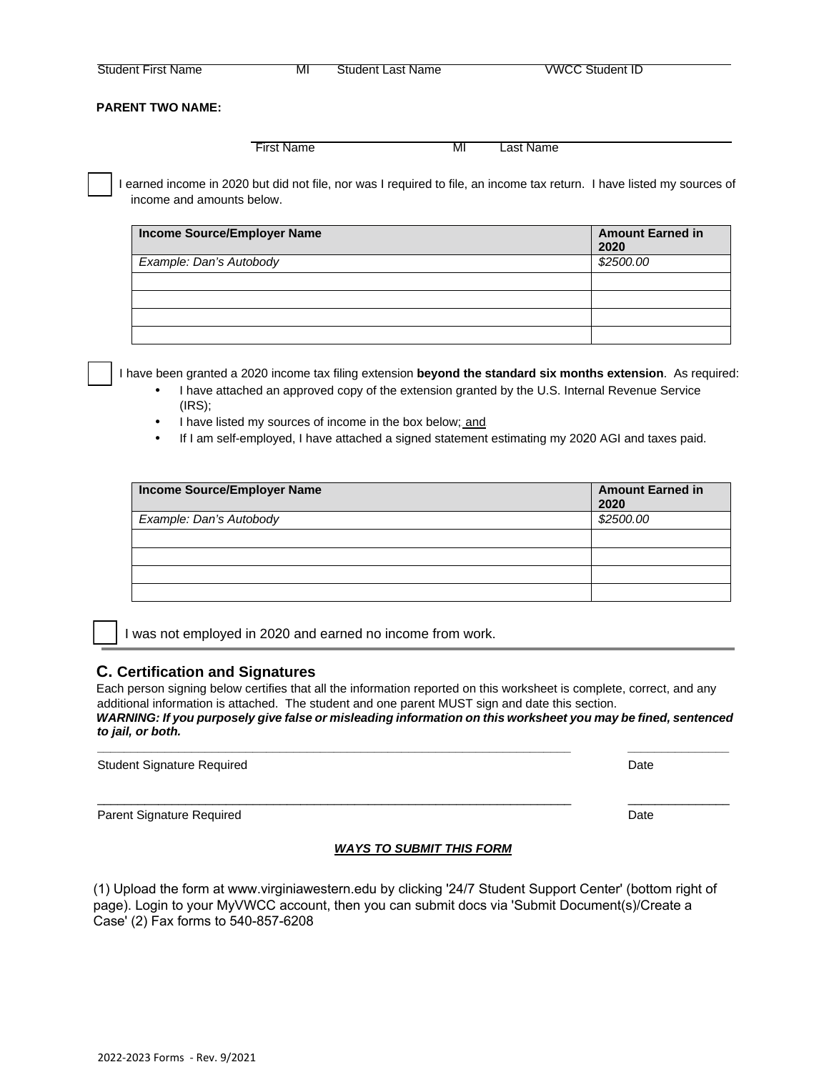Student First Name MI Student Last Name VWCC Student ID

**PARENT TWO NAME:**

First Name MI Last Name

☐ I earned income in 2020 but did not file, nor was I required to file, an income tax return. I have listed my sources of income and amounts below.

| Income Source/Employer Name | Amount Earned in 2020 |
|---|---|
| *Example: Dan's Autobody* | *$2500.00* |
| | |
| | |
| | |
| | |

☐ I have been granted a 2020 income tax filing extension **beyond the standard six months extension**. As required:

- I have attached an approved copy of the extension granted by the U.S. Internal Revenue Service (IRS);
- I have listed my sources of income in the box below; and
- If I am self-employed, I have attached a signed statement estimating my 2020 AGI and taxes paid.

| Income Source/Employer Name | Amount Earned in 2020 |
|---|---|
| *Example: Dan's Autobody* | *$2500.00* |
| | |
| | |
| | |
| | |

☐ I was not employed in 2020 and earned no income from work.

## C. Certification and Signatures

Each person signing below certifies that all the information reported on this worksheet is complete, correct, and any additional information is attached. The student and one parent MUST sign and date this section.
***WARNING: If you purposely give false or misleading information on this worksheet you may be fined, sentenced to jail, or both.***

Student Signature Required Date

Parent Signature Required Date

***WAYS TO SUBMIT THIS FORM***

(1) Upload the form at www.virginiawestern.edu by clicking '24/7 Student Support Center' (bottom right of page). Login to your MyVWCC account, then you can submit docs via 'Submit Document(s)/Create a Case' (2) Fax forms to 540-857-6208

2022-2023 Forms - Rev. 9/2021